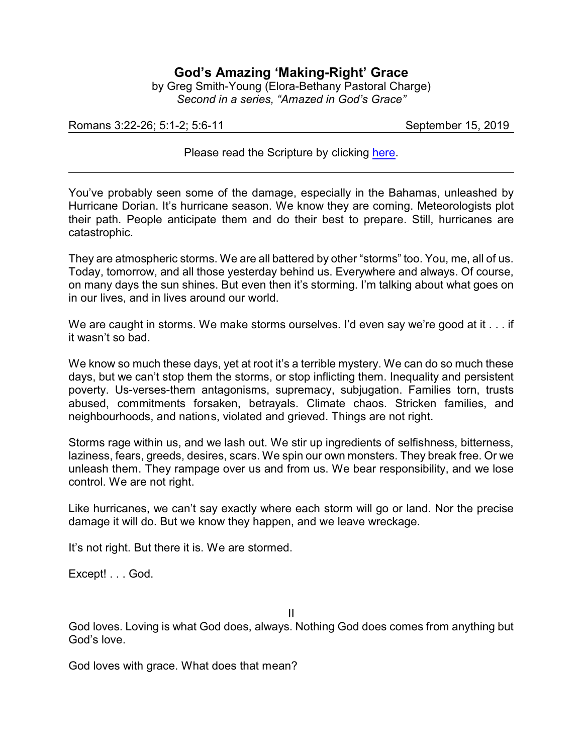# God's Amazing 'Making-Right' Grace

by Greg Smith-Young (Elora-Bethany Pastoral Charge)
*Second in a series, "Amazed in God's Grace"*

Romans 3:22-26; 5:1-2; 5:6-11 September 15, 2019

Please read the Scripture by clicking here.

---

You've probably seen some of the damage, especially in the Bahamas, unleashed by Hurricane Dorian. It's hurricane season. We know they are coming. Meteorologists plot their path. People anticipate them and do their best to prepare. Still, hurricanes are catastrophic.

They are atmospheric storms. We are all battered by other "storms" too. You, me, all of us. Today, tomorrow, and all those yesterday behind us. Everywhere and always. Of course, on many days the sun shines. But even then it's storming. I'm talking about what goes on in our lives, and in lives around our world.

We are caught in storms. We make storms ourselves. I'd even say we're good at it . . . if it wasn't so bad.

We know so much these days, yet at root it's a terrible mystery. We can do so much these days, but we can't stop them the storms, or stop inflicting them. Inequality and persistent poverty. Us-verses-them antagonisms, supremacy, subjugation. Families torn, trusts abused, commitments forsaken, betrayals. Climate chaos. Stricken families, and neighbourhoods, and nations, violated and grieved. Things are not right.

Storms rage within us, and we lash out. We stir up ingredients of selfishness, bitterness, laziness, fears, greeds, desires, scars. We spin our own monsters. They break free. Or we unleash them. They rampage over us and from us. We bear responsibility, and we lose control. We are not right.

Like hurricanes, we can't say exactly where each storm will go or land. Nor the precise damage it will do. But we know they happen, and we leave wreckage.

It's not right. But there it is. We are stormed.

Except! . . . God.

II

God loves. Loving is what God does, always. Nothing God does comes from anything but God's love.

God loves with grace. What does that mean?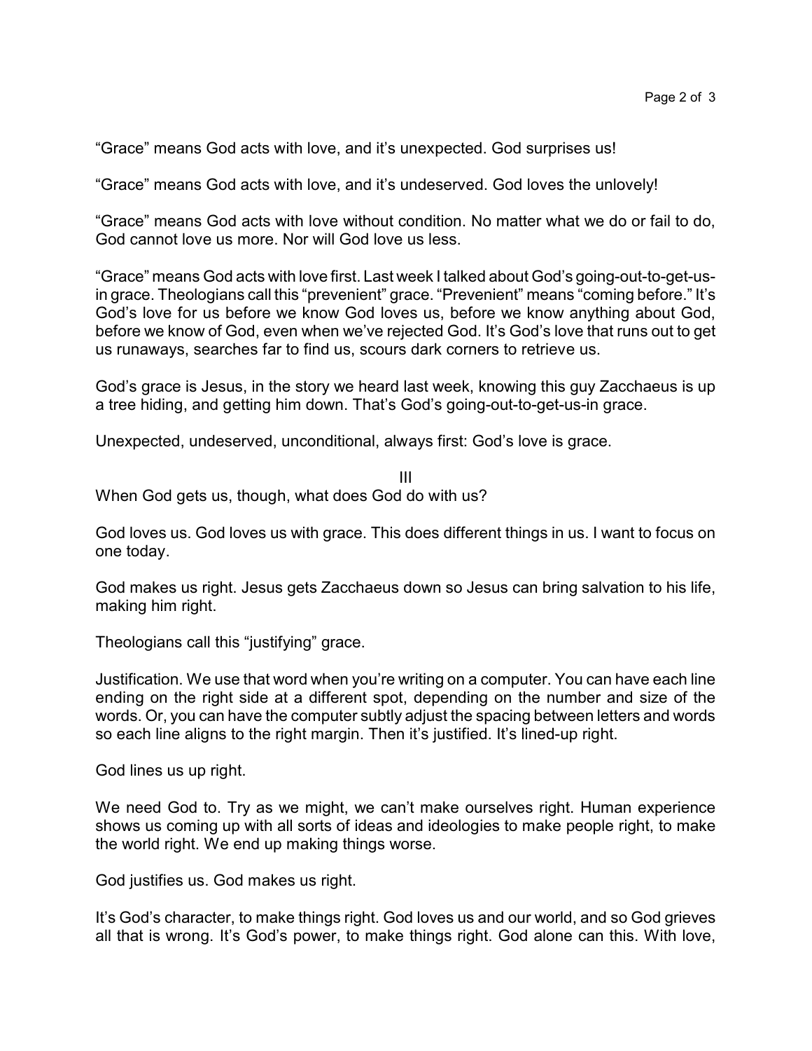“Grace” means God acts with love, and it’s unexpected. God surprises us!

“Grace” means God acts with love, and it’s undeserved. God loves the unlovely!

“Grace” means God acts with love without condition. No matter what we do or fail to do, God cannot love us more. Nor will God love us less.

“Grace” means God acts with love first. Last week I talked about God’s going-out-to-get-us-in grace. Theologians call this “prevenient” grace. “Prevenient” means “coming before.” It’s God’s love for us before we know God loves us, before we know anything about God, before we know of God, even when we’ve rejected God. It’s God’s love that runs out to get us runaways, searches far to find us, scours dark corners to retrieve us.

God’s grace is Jesus, in the story we heard last week, knowing this guy Zacchaeus is up a tree hiding, and getting him down. That’s God’s going-out-to-get-us-in grace.

Unexpected, undeserved, unconditional, always first: God’s love is grace.

## III

When God gets us, though, what does God do with us?

God loves us. God loves us with grace. This does different things in us. I want to focus on one today.

God makes us right. Jesus gets Zacchaeus down so Jesus can bring salvation to his life, making him right.

Theologians call this “justifying” grace.

Justification. We use that word when you’re writing on a computer. You can have each line ending on the right side at a different spot, depending on the number and size of the words. Or, you can have the computer subtly adjust the spacing between letters and words so each line aligns to the right margin. Then it’s justified. It’s lined-up right.

God lines us up right.

We need God to. Try as we might, we can’t make ourselves right. Human experience shows us coming up with all sorts of ideas and ideologies to make people right, to make the world right. We end up making things worse.

God justifies us. God makes us right.

It’s God’s character, to make things right. God loves us and our world, and so God grieves all that is wrong. It’s God’s power, to make things right. God alone can this. With love,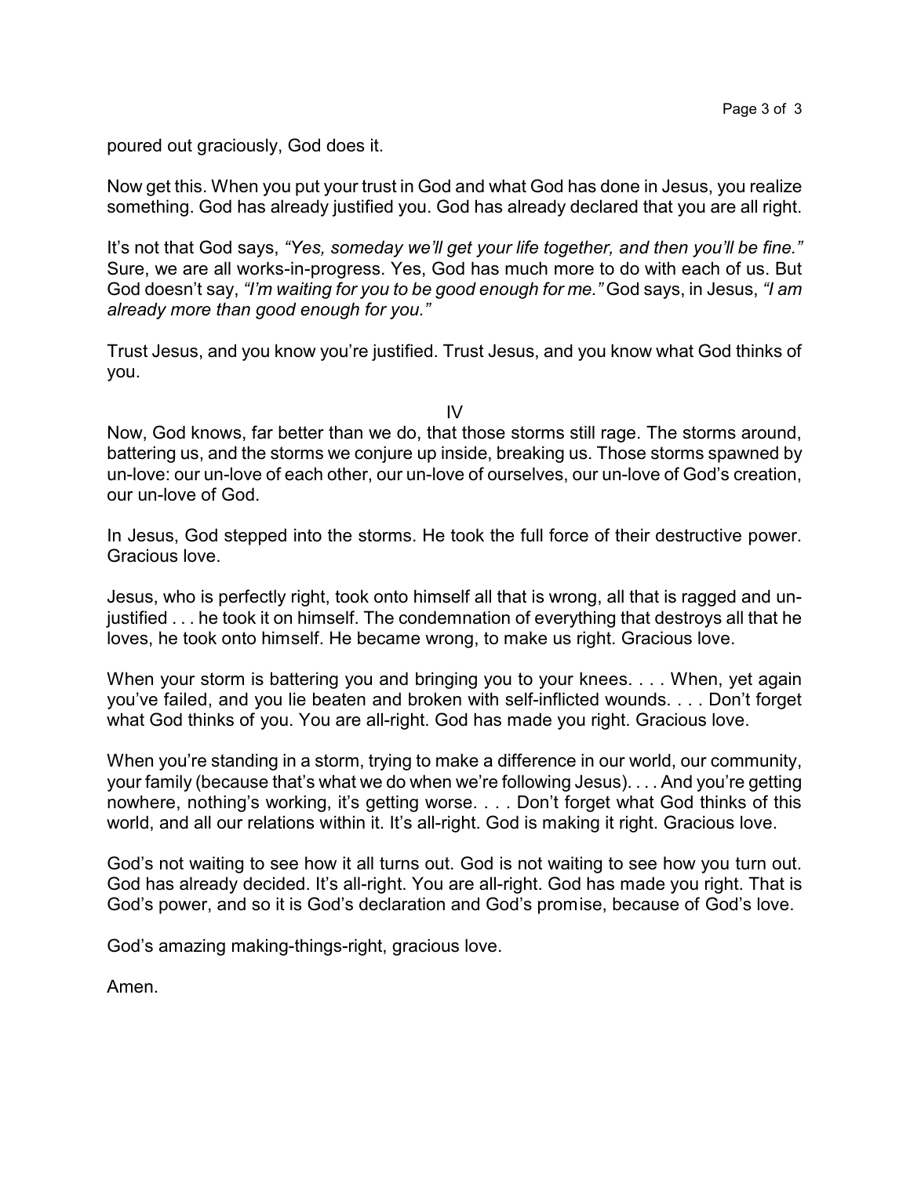poured out graciously, God does it.

Now get this. When you put your trust in God and what God has done in Jesus, you realize something. God has already justified you. God has already declared that you are all right.

It's not that God says, *"Yes, someday we'll get your life together, and then you'll be fine."* Sure, we are all works-in-progress. Yes, God has much more to do with each of us. But God doesn't say, *"I'm waiting for you to be good enough for me."* God says, in Jesus, *"I am already more than good enough for you."*

Trust Jesus, and you know you're justified. Trust Jesus, and you know what God thinks of you.

IV

Now, God knows, far better than we do, that those storms still rage. The storms around, battering us, and the storms we conjure up inside, breaking us. Those storms spawned by un-love: our un-love of each other, our un-love of ourselves, our un-love of God's creation, our un-love of God.

In Jesus, God stepped into the storms. He took the full force of their destructive power. Gracious love.

Jesus, who is perfectly right, took onto himself all that is wrong, all that is ragged and un-justified . . . he took it on himself. The condemnation of everything that destroys all that he loves, he took onto himself. He became wrong, to make us right. Gracious love.

When your storm is battering you and bringing you to your knees. . . . When, yet again you've failed, and you lie beaten and broken with self-inflicted wounds. . . . Don't forget what God thinks of you. You are all-right. God has made you right. Gracious love.

When you're standing in a storm, trying to make a difference in our world, our community, your family (because that's what we do when we're following Jesus). . . . And you're getting nowhere, nothing's working, it's getting worse. . . . Don't forget what God thinks of this world, and all our relations within it. It's all-right. God is making it right. Gracious love.

God's not waiting to see how it all turns out. God is not waiting to see how you turn out. God has already decided. It's all-right. You are all-right. God has made you right. That is God's power, and so it is God's declaration and God's promise, because of God's love.

God's amazing making-things-right, gracious love.

Amen.